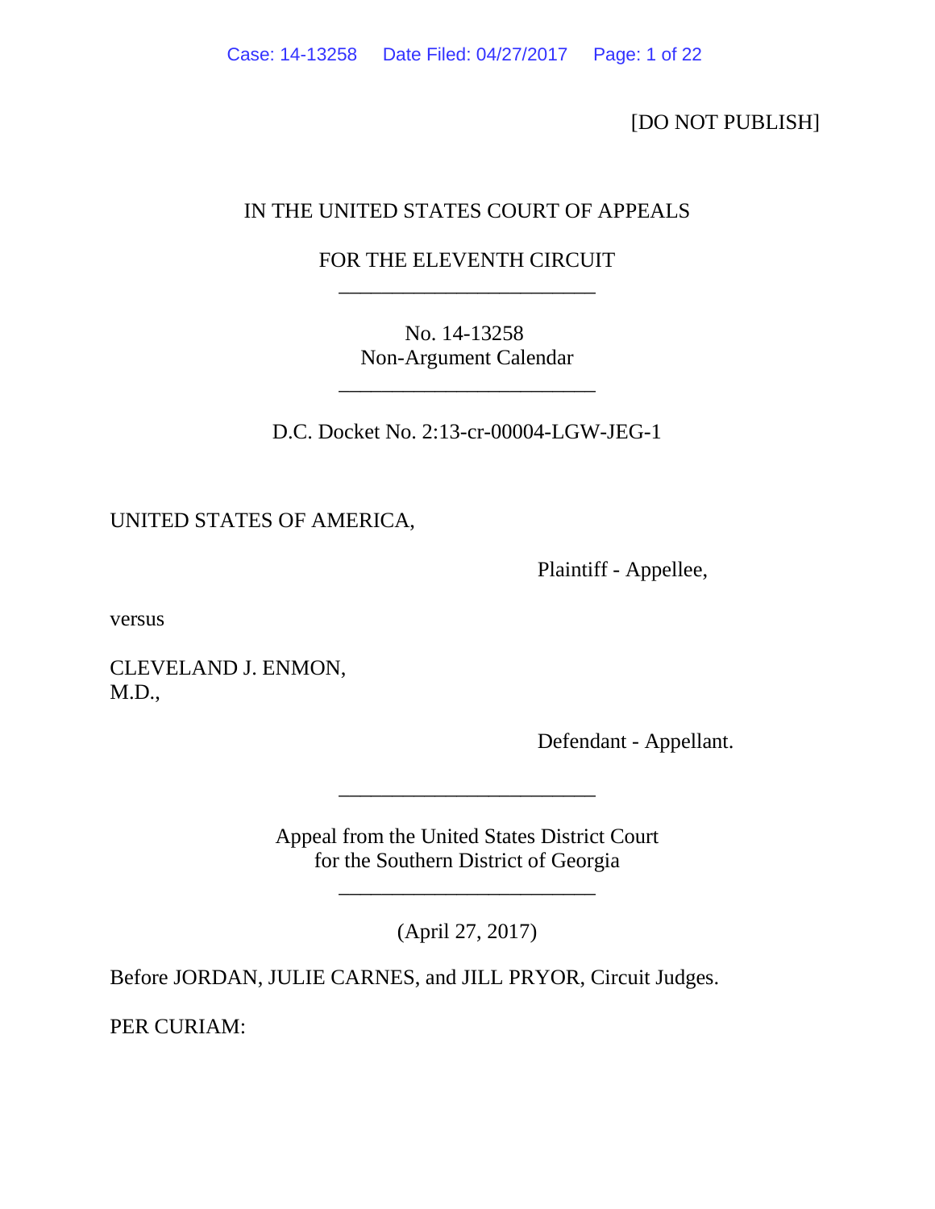[DO NOT PUBLISH]

IN THE UNITED STATES COURT OF APPEALS

FOR THE ELEVENTH CIRCUIT

---

No. 14-13258
Non-Argument Calendar

---

D.C. Docket No. 2:13-cr-00004-LGW-JEG-1

UNITED STATES OF AMERICA,

Plaintiff - Appellee,

versus

CLEVELAND J. ENMON,
M.D.,

Defendant - Appellant.

---

Appeal from the United States District Court
for the Southern District of Georgia

---

(April 27, 2017)

Before JORDAN, JULIE CARNES, and JILL PRYOR, Circuit Judges.

PER CURIAM: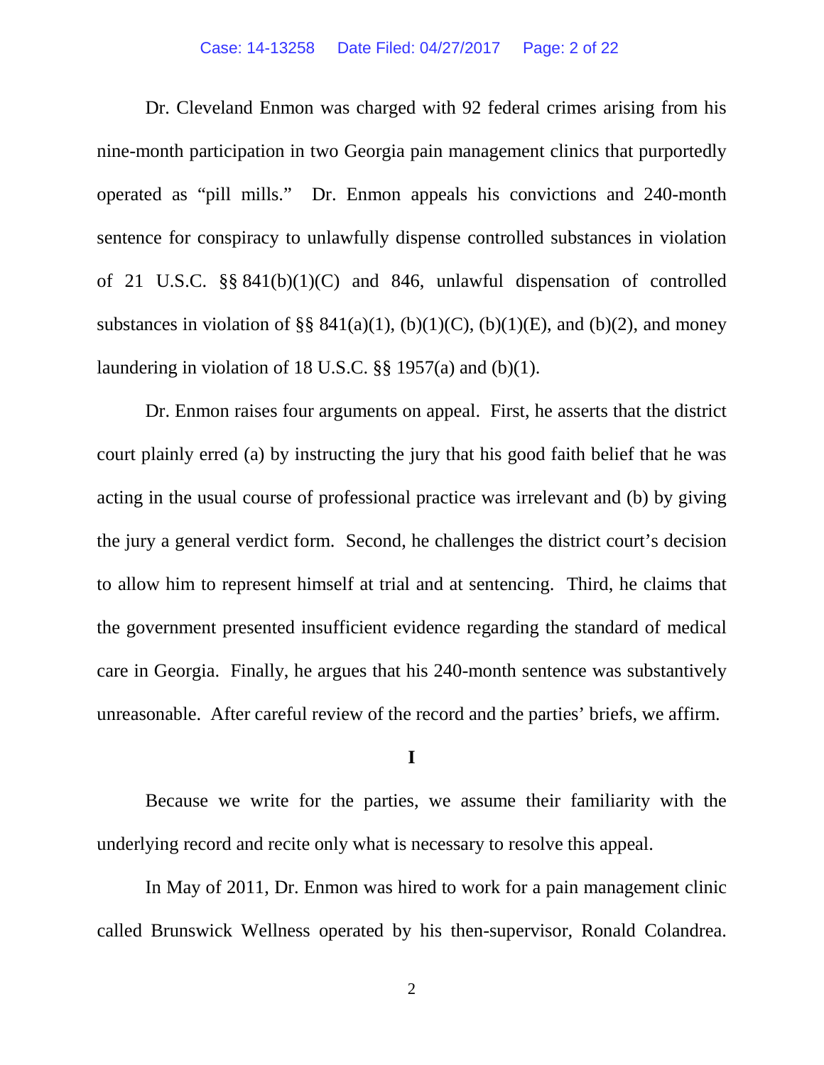Dr. Cleveland Enmon was charged with 92 federal crimes arising from his nine-month participation in two Georgia pain management clinics that purportedly operated as "pill mills." Dr. Enmon appeals his convictions and 240-month sentence for conspiracy to unlawfully dispense controlled substances in violation of 21 U.S.C. §§ 841(b)(1)(C) and 846, unlawful dispensation of controlled substances in violation of §§ 841(a)(1), (b)(1)(C), (b)(1)(E), and (b)(2), and money laundering in violation of 18 U.S.C. §§ 1957(a) and (b)(1).

Dr. Enmon raises four arguments on appeal. First, he asserts that the district court plainly erred (a) by instructing the jury that his good faith belief that he was acting in the usual course of professional practice was irrelevant and (b) by giving the jury a general verdict form. Second, he challenges the district court's decision to allow him to represent himself at trial and at sentencing. Third, he claims that the government presented insufficient evidence regarding the standard of medical care in Georgia. Finally, he argues that his 240-month sentence was substantively unreasonable. After careful review of the record and the parties' briefs, we affirm.

## I

Because we write for the parties, we assume their familiarity with the underlying record and recite only what is necessary to resolve this appeal.

In May of 2011, Dr. Enmon was hired to work for a pain management clinic called Brunswick Wellness operated by his then-supervisor, Ronald Colandrea.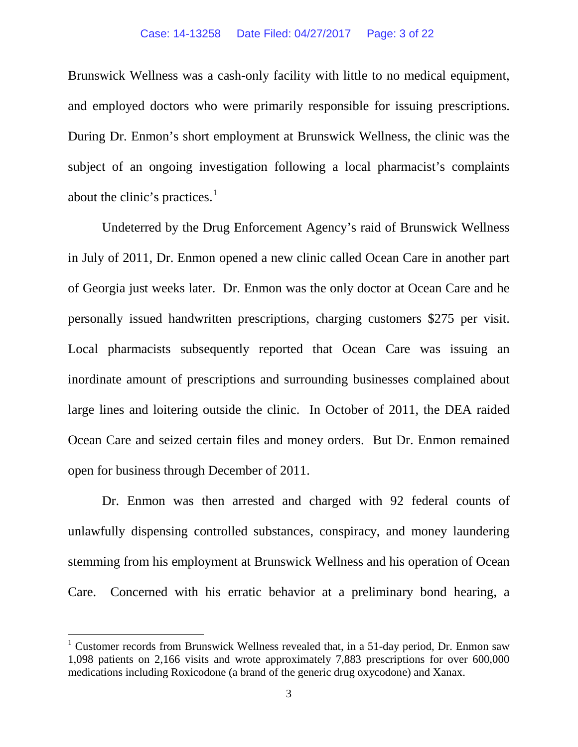Brunswick Wellness was a cash-only facility with little to no medical equipment, and employed doctors who were primarily responsible for issuing prescriptions. During Dr. Enmon's short employment at Brunswick Wellness, the clinic was the subject of an ongoing investigation following a local pharmacist's complaints about the clinic's practices.[1]

Undeterred by the Drug Enforcement Agency's raid of Brunswick Wellness in July of 2011, Dr. Enmon opened a new clinic called Ocean Care in another part of Georgia just weeks later. Dr. Enmon was the only doctor at Ocean Care and he personally issued handwritten prescriptions, charging customers $275 per visit. Local pharmacists subsequently reported that Ocean Care was issuing an inordinate amount of prescriptions and surrounding businesses complained about large lines and loitering outside the clinic. In October of 2011, the DEA raided Ocean Care and seized certain files and money orders. But Dr. Enmon remained open for business through December of 2011.

Dr. Enmon was then arrested and charged with 92 federal counts of unlawfully dispensing controlled substances, conspiracy, and money laundering stemming from his employment at Brunswick Wellness and his operation of Ocean Care. Concerned with his erratic behavior at a preliminary bond hearing, a

---

[1] Customer records from Brunswick Wellness revealed that, in a 51-day period, Dr. Enmon saw 1,098 patients on 2,166 visits and wrote approximately 7,883 prescriptions for over 600,000 medications including Roxicodone (a brand of the generic drug oxycodone) and Xanax.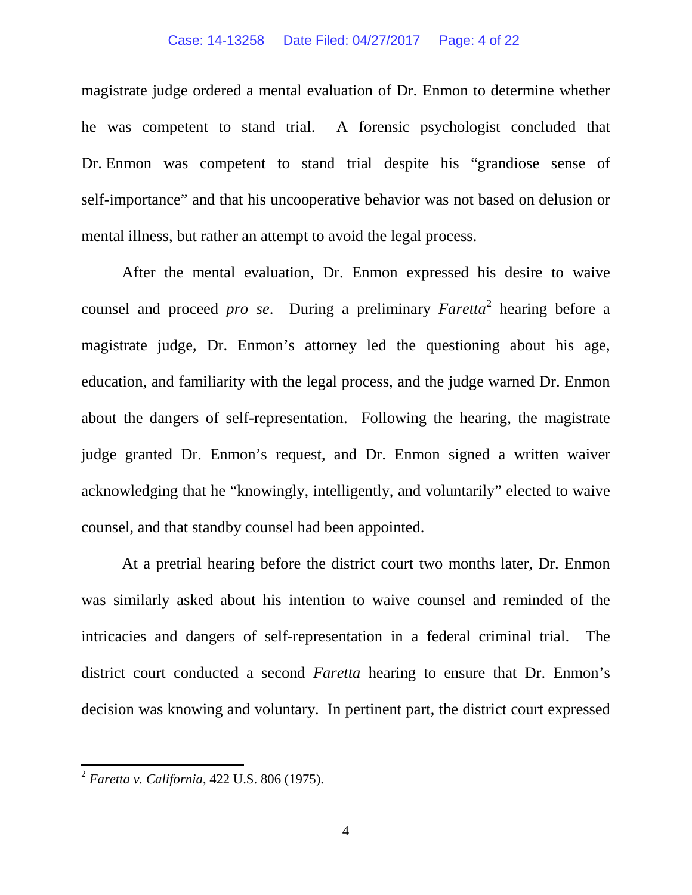magistrate judge ordered a mental evaluation of Dr. Enmon to determine whether he was competent to stand trial. A forensic psychologist concluded that Dr. Enmon was competent to stand trial despite his "grandiose sense of self-importance" and that his uncooperative behavior was not based on delusion or mental illness, but rather an attempt to avoid the legal process.

After the mental evaluation, Dr. Enmon expressed his desire to waive counsel and proceed *pro se*. During a preliminary *Faretta*[2] hearing before a magistrate judge, Dr. Enmon's attorney led the questioning about his age, education, and familiarity with the legal process, and the judge warned Dr. Enmon about the dangers of self-representation. Following the hearing, the magistrate judge granted Dr. Enmon's request, and Dr. Enmon signed a written waiver acknowledging that he "knowingly, intelligently, and voluntarily" elected to waive counsel, and that standby counsel had been appointed.

At a pretrial hearing before the district court two months later, Dr. Enmon was similarly asked about his intention to waive counsel and reminded of the intricacies and dangers of self-representation in a federal criminal trial. The district court conducted a second *Faretta* hearing to ensure that Dr. Enmon's decision was knowing and voluntary. In pertinent part, the district court expressed

---

[2] *Faretta v. California*, 422 U.S. 806 (1975).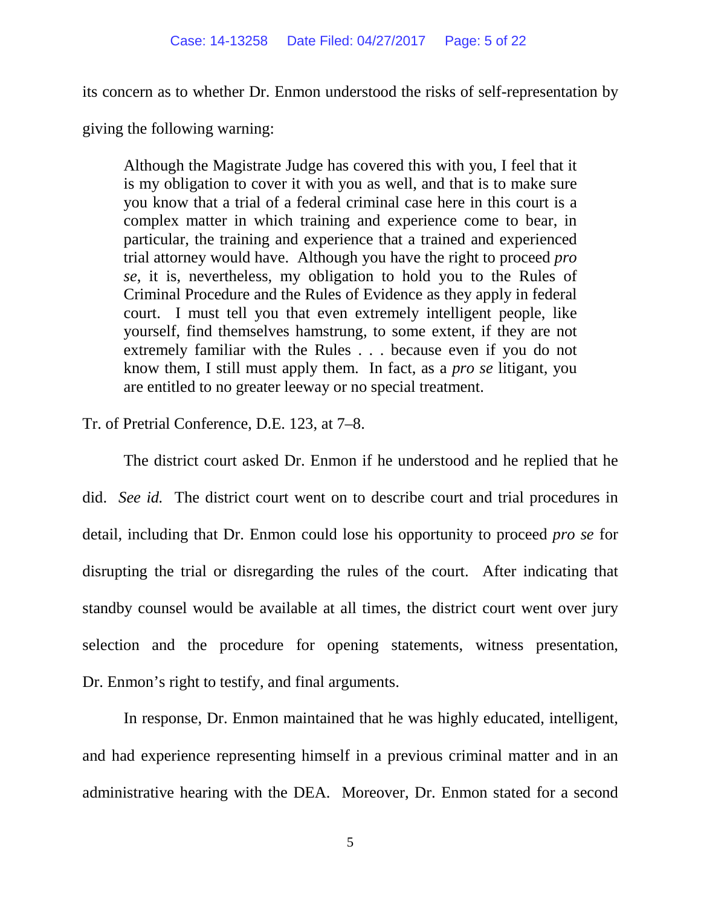its concern as to whether Dr. Enmon understood the risks of self-representation by giving the following warning:

> Although the Magistrate Judge has covered this with you, I feel that it is my obligation to cover it with you as well, and that is to make sure you know that a trial of a federal criminal case here in this court is a complex matter in which training and experience come to bear, in particular, the training and experience that a trained and experienced trial attorney would have. Although you have the right to proceed *pro se*, it is, nevertheless, my obligation to hold you to the Rules of Criminal Procedure and the Rules of Evidence as they apply in federal court. I must tell you that even extremely intelligent people, like yourself, find themselves hamstrung, to some extent, if they are not extremely familiar with the Rules . . . because even if you do not know them, I still must apply them. In fact, as a *pro se* litigant, you are entitled to no greater leeway or no special treatment.

Tr. of Pretrial Conference, D.E. 123, at 7–8.

The district court asked Dr. Enmon if he understood and he replied that he did. *See id.* The district court went on to describe court and trial procedures in detail, including that Dr. Enmon could lose his opportunity to proceed *pro se* for disrupting the trial or disregarding the rules of the court. After indicating that standby counsel would be available at all times, the district court went over jury selection and the procedure for opening statements, witness presentation, Dr. Enmon's right to testify, and final arguments.

In response, Dr. Enmon maintained that he was highly educated, intelligent, and had experience representing himself in a previous criminal matter and in an administrative hearing with the DEA. Moreover, Dr. Enmon stated for a second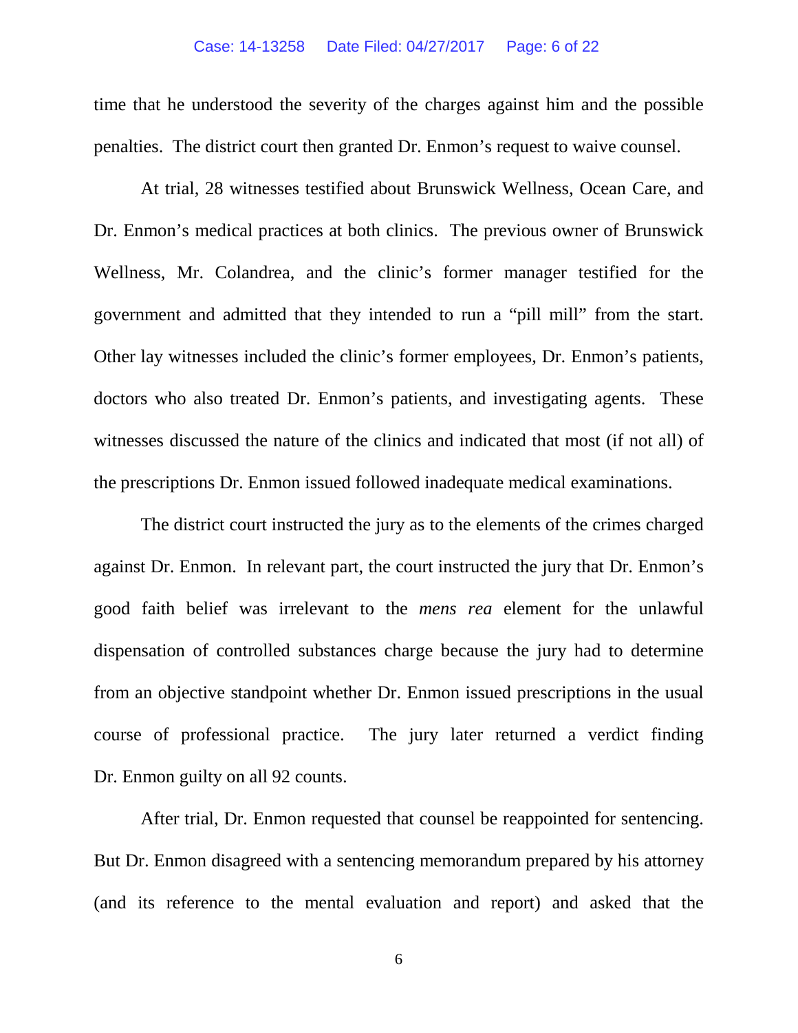time that he understood the severity of the charges against him and the possible penalties. The district court then granted Dr. Enmon's request to waive counsel.

At trial, 28 witnesses testified about Brunswick Wellness, Ocean Care, and Dr. Enmon's medical practices at both clinics. The previous owner of Brunswick Wellness, Mr. Colandrea, and the clinic's former manager testified for the government and admitted that they intended to run a "pill mill" from the start. Other lay witnesses included the clinic's former employees, Dr. Enmon's patients, doctors who also treated Dr. Enmon's patients, and investigating agents. These witnesses discussed the nature of the clinics and indicated that most (if not all) of the prescriptions Dr. Enmon issued followed inadequate medical examinations.

The district court instructed the jury as to the elements of the crimes charged against Dr. Enmon. In relevant part, the court instructed the jury that Dr. Enmon's good faith belief was irrelevant to the *mens rea* element for the unlawful dispensation of controlled substances charge because the jury had to determine from an objective standpoint whether Dr. Enmon issued prescriptions in the usual course of professional practice. The jury later returned a verdict finding Dr. Enmon guilty on all 92 counts.

After trial, Dr. Enmon requested that counsel be reappointed for sentencing. But Dr. Enmon disagreed with a sentencing memorandum prepared by his attorney (and its reference to the mental evaluation and report) and asked that the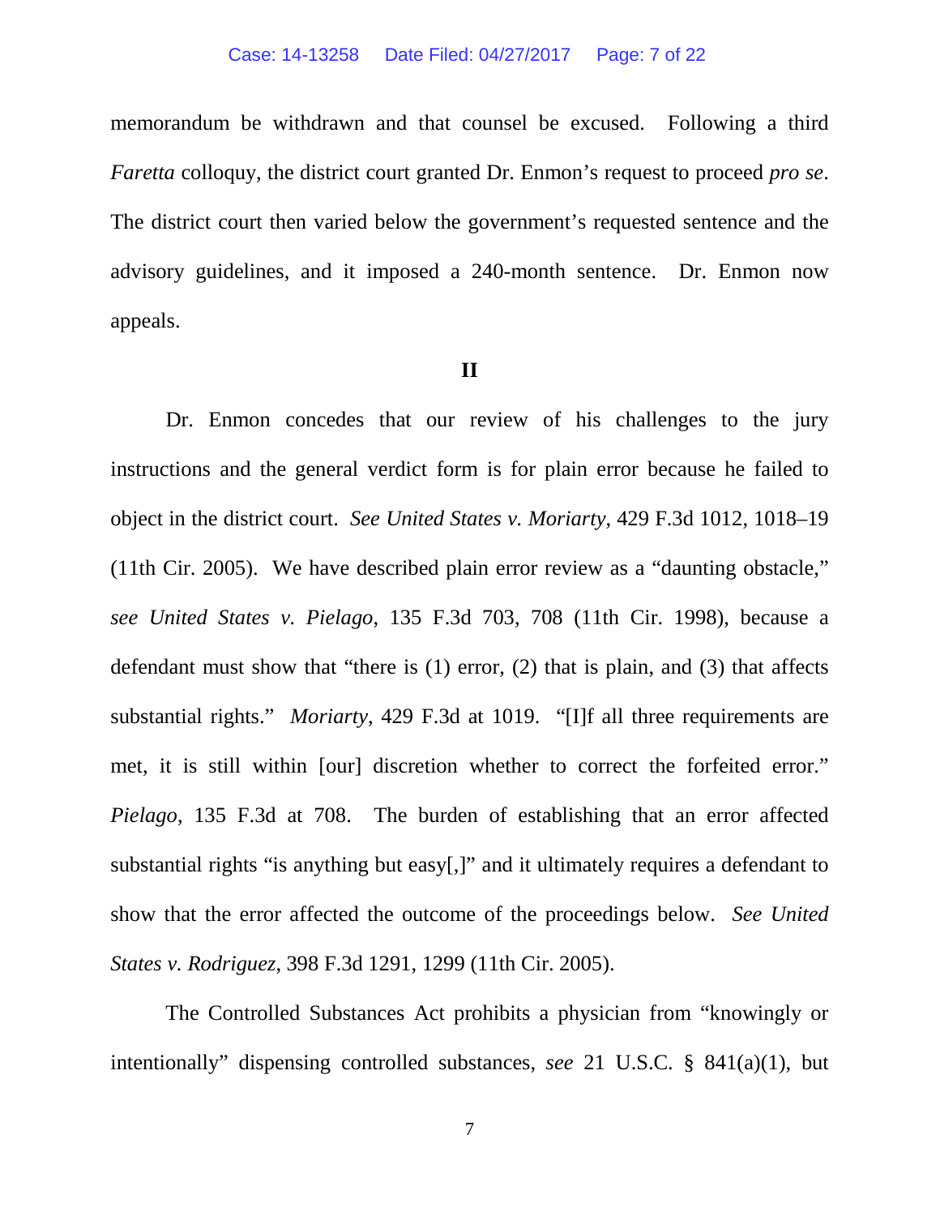memorandum be withdrawn and that counsel be excused. Following a third *Faretta* colloquy, the district court granted Dr. Enmon's request to proceed *pro se*. The district court then varied below the government's requested sentence and the advisory guidelines, and it imposed a 240-month sentence. Dr. Enmon now appeals.

**II**

Dr. Enmon concedes that our review of his challenges to the jury instructions and the general verdict form is for plain error because he failed to object in the district court. *See United States v. Moriarty*, 429 F.3d 1012, 1018–19 (11th Cir. 2005). We have described plain error review as a "daunting obstacle," *see United States v. Pielago*, 135 F.3d 703, 708 (11th Cir. 1998), because a defendant must show that "there is (1) error, (2) that is plain, and (3) that affects substantial rights." *Moriarty*, 429 F.3d at 1019. "[I]f all three requirements are met, it is still within [our] discretion whether to correct the forfeited error." *Pielago*, 135 F.3d at 708. The burden of establishing that an error affected substantial rights "is anything but easy[,]" and it ultimately requires a defendant to show that the error affected the outcome of the proceedings below. *See United States v. Rodriguez*, 398 F.3d 1291, 1299 (11th Cir. 2005).

The Controlled Substances Act prohibits a physician from "knowingly or intentionally" dispensing controlled substances, *see* 21 U.S.C. § 841(a)(1), but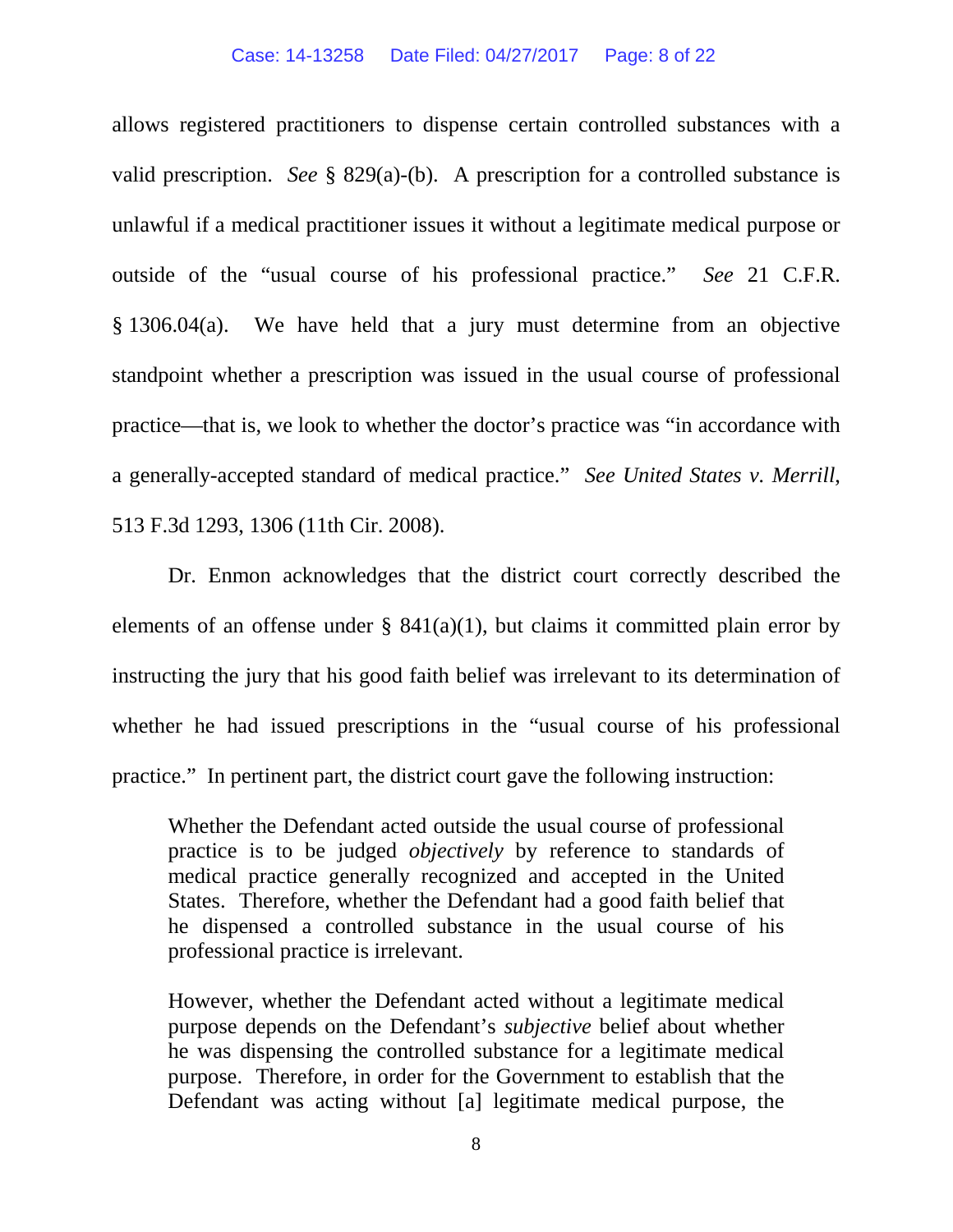allows registered practitioners to dispense certain controlled substances with a valid prescription. *See* § 829(a)-(b). A prescription for a controlled substance is unlawful if a medical practitioner issues it without a legitimate medical purpose or outside of the "usual course of his professional practice." *See* 21 C.F.R. § 1306.04(a). We have held that a jury must determine from an objective standpoint whether a prescription was issued in the usual course of professional practice—that is, we look to whether the doctor's practice was "in accordance with a generally-accepted standard of medical practice." *See United States v. Merrill*, 513 F.3d 1293, 1306 (11th Cir. 2008).

Dr. Enmon acknowledges that the district court correctly described the elements of an offense under § 841(a)(1), but claims it committed plain error by instructing the jury that his good faith belief was irrelevant to its determination of whether he had issued prescriptions in the "usual course of his professional practice." In pertinent part, the district court gave the following instruction:

> Whether the Defendant acted outside the usual course of professional practice is to be judged *objectively* by reference to standards of medical practice generally recognized and accepted in the United States. Therefore, whether the Defendant had a good faith belief that he dispensed a controlled substance in the usual course of his professional practice is irrelevant.
>
> However, whether the Defendant acted without a legitimate medical purpose depends on the Defendant's *subjective* belief about whether he was dispensing the controlled substance for a legitimate medical purpose. Therefore, in order for the Government to establish that the Defendant was acting without [a] legitimate medical purpose, the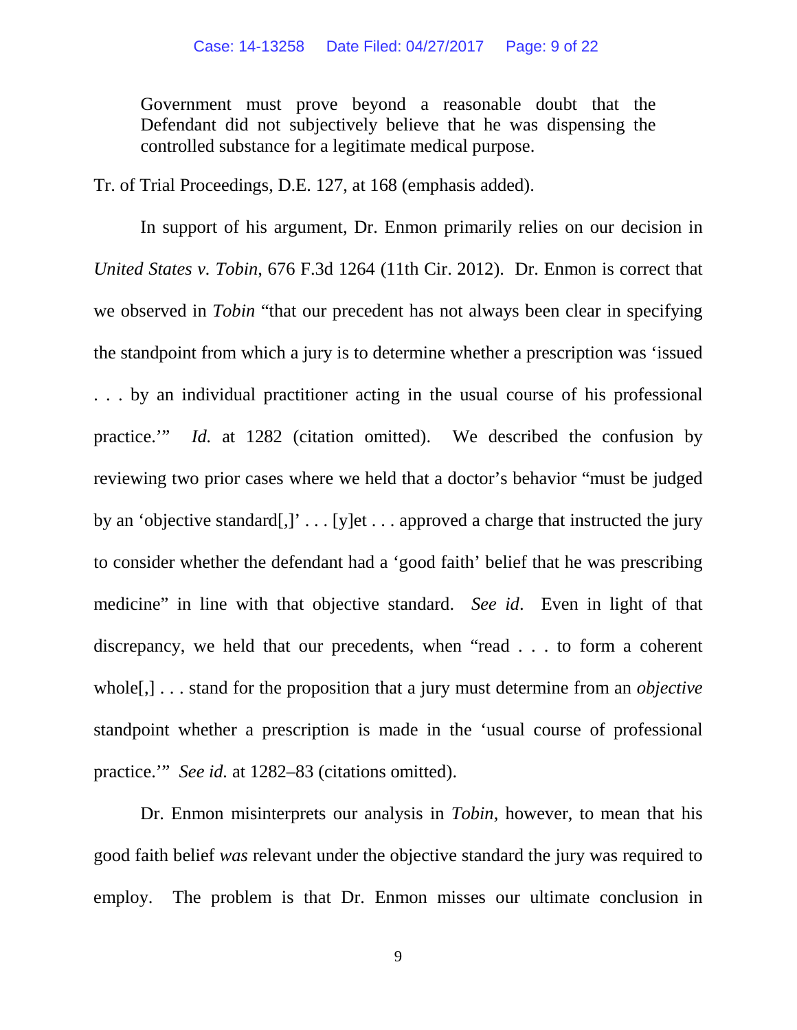> Government must prove beyond a reasonable doubt that the Defendant did not subjectively believe that he was dispensing the controlled substance for a legitimate medical purpose.

Tr. of Trial Proceedings, D.E. 127, at 168 (emphasis added).

In support of his argument, Dr. Enmon primarily relies on our decision in *United States v. Tobin*, 676 F.3d 1264 (11th Cir. 2012). Dr. Enmon is correct that we observed in *Tobin* "that our precedent has not always been clear in specifying the standpoint from which a jury is to determine whether a prescription was 'issued . . . by an individual practitioner acting in the usual course of his professional practice.'" *Id.* at 1282 (citation omitted). We described the confusion by reviewing two prior cases where we held that a doctor's behavior "must be judged by an 'objective standard[,]' . . . [y]et . . . approved a charge that instructed the jury to consider whether the defendant had a 'good faith' belief that he was prescribing medicine" in line with that objective standard. *See id*. Even in light of that discrepancy, we held that our precedents, when "read . . . to form a coherent whole[,] . . . stand for the proposition that a jury must determine from an *objective* standpoint whether a prescription is made in the 'usual course of professional practice.'" *See id.* at 1282–83 (citations omitted).

Dr. Enmon misinterprets our analysis in *Tobin*, however, to mean that his good faith belief *was* relevant under the objective standard the jury was required to employ. The problem is that Dr. Enmon misses our ultimate conclusion in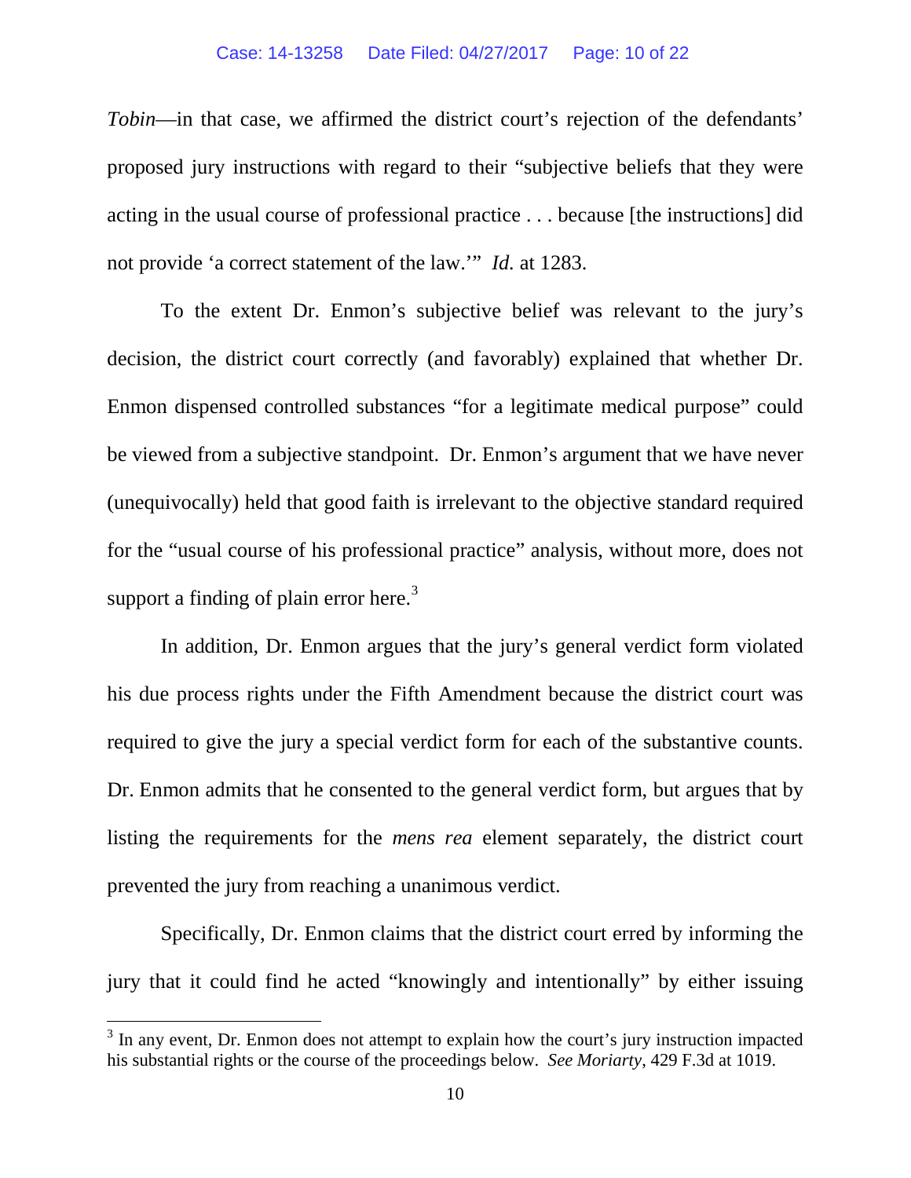*Tobin*—in that case, we affirmed the district court's rejection of the defendants' proposed jury instructions with regard to their "subjective beliefs that they were acting in the usual course of professional practice . . . because [the instructions] did not provide 'a correct statement of the law.'" *Id.* at 1283.

To the extent Dr. Enmon's subjective belief was relevant to the jury's decision, the district court correctly (and favorably) explained that whether Dr. Enmon dispensed controlled substances "for a legitimate medical purpose" could be viewed from a subjective standpoint. Dr. Enmon's argument that we have never (unequivocally) held that good faith is irrelevant to the objective standard required for the "usual course of his professional practice" analysis, without more, does not support a finding of plain error here.[3]

In addition, Dr. Enmon argues that the jury's general verdict form violated his due process rights under the Fifth Amendment because the district court was required to give the jury a special verdict form for each of the substantive counts. Dr. Enmon admits that he consented to the general verdict form, but argues that by listing the requirements for the *mens rea* element separately, the district court prevented the jury from reaching a unanimous verdict.

Specifically, Dr. Enmon claims that the district court erred by informing the jury that it could find he acted "knowingly and intentionally" by either issuing

[3] In any event, Dr. Enmon does not attempt to explain how the court's jury instruction impacted his substantial rights or the course of the proceedings below. *See Moriarty*, 429 F.3d at 1019.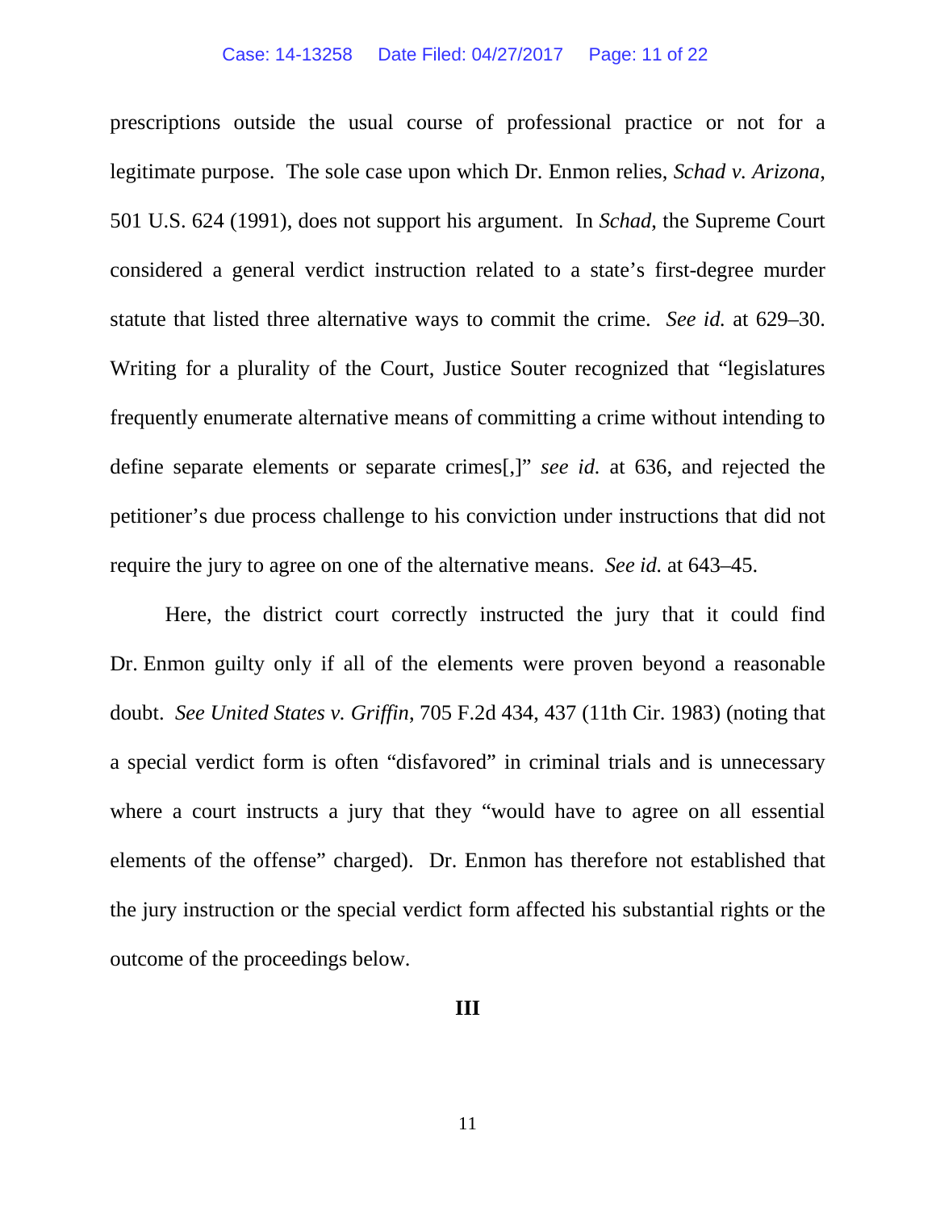prescriptions outside the usual course of professional practice or not for a legitimate purpose. The sole case upon which Dr. Enmon relies, *Schad v. Arizona*, 501 U.S. 624 (1991), does not support his argument. In *Schad*, the Supreme Court considered a general verdict instruction related to a state's first-degree murder statute that listed three alternative ways to commit the crime. *See id.* at 629–30. Writing for a plurality of the Court, Justice Souter recognized that "legislatures frequently enumerate alternative means of committing a crime without intending to define separate elements or separate crimes[,]" *see id.* at 636, and rejected the petitioner's due process challenge to his conviction under instructions that did not require the jury to agree on one of the alternative means. *See id.* at 643–45.

Here, the district court correctly instructed the jury that it could find Dr. Enmon guilty only if all of the elements were proven beyond a reasonable doubt. *See United States v. Griffin*, 705 F.2d 434, 437 (11th Cir. 1983) (noting that a special verdict form is often "disfavored" in criminal trials and is unnecessary where a court instructs a jury that they "would have to agree on all essential elements of the offense" charged). Dr. Enmon has therefore not established that the jury instruction or the special verdict form affected his substantial rights or the outcome of the proceedings below.

## III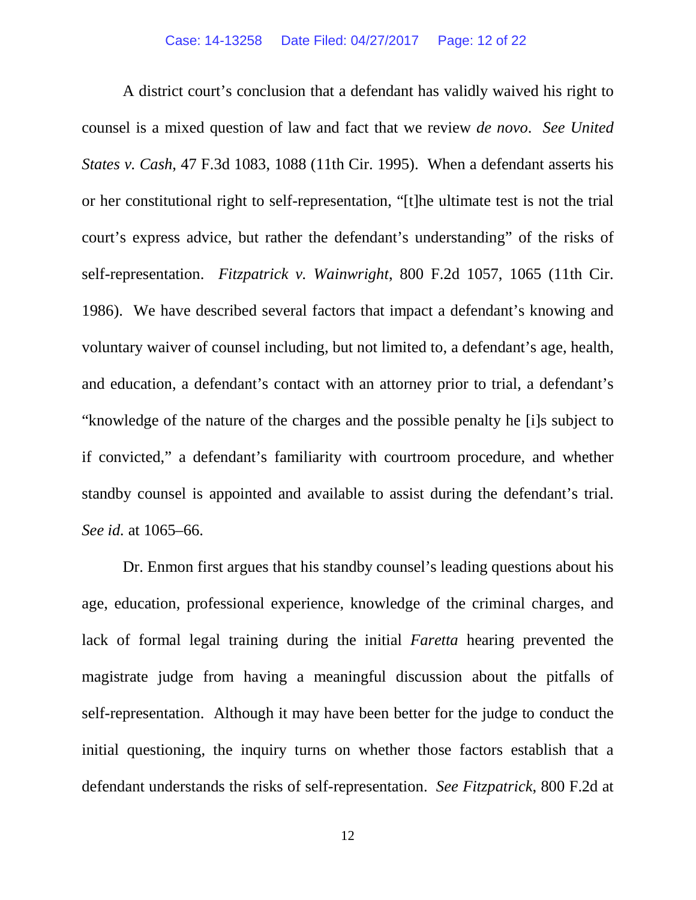A district court's conclusion that a defendant has validly waived his right to counsel is a mixed question of law and fact that we review *de novo*. *See United States v. Cash*, 47 F.3d 1083, 1088 (11th Cir. 1995). When a defendant asserts his or her constitutional right to self-representation, "[t]he ultimate test is not the trial court's express advice, but rather the defendant's understanding" of the risks of self-representation. *Fitzpatrick v. Wainwright*, 800 F.2d 1057, 1065 (11th Cir. 1986). We have described several factors that impact a defendant's knowing and voluntary waiver of counsel including, but not limited to, a defendant's age, health, and education, a defendant's contact with an attorney prior to trial, a defendant's "knowledge of the nature of the charges and the possible penalty he [i]s subject to if convicted," a defendant's familiarity with courtroom procedure, and whether standby counsel is appointed and available to assist during the defendant's trial. *See id.* at 1065–66.

Dr. Enmon first argues that his standby counsel's leading questions about his age, education, professional experience, knowledge of the criminal charges, and lack of formal legal training during the initial *Faretta* hearing prevented the magistrate judge from having a meaningful discussion about the pitfalls of self-representation. Although it may have been better for the judge to conduct the initial questioning, the inquiry turns on whether those factors establish that a defendant understands the risks of self-representation. *See Fitzpatrick*, 800 F.2d at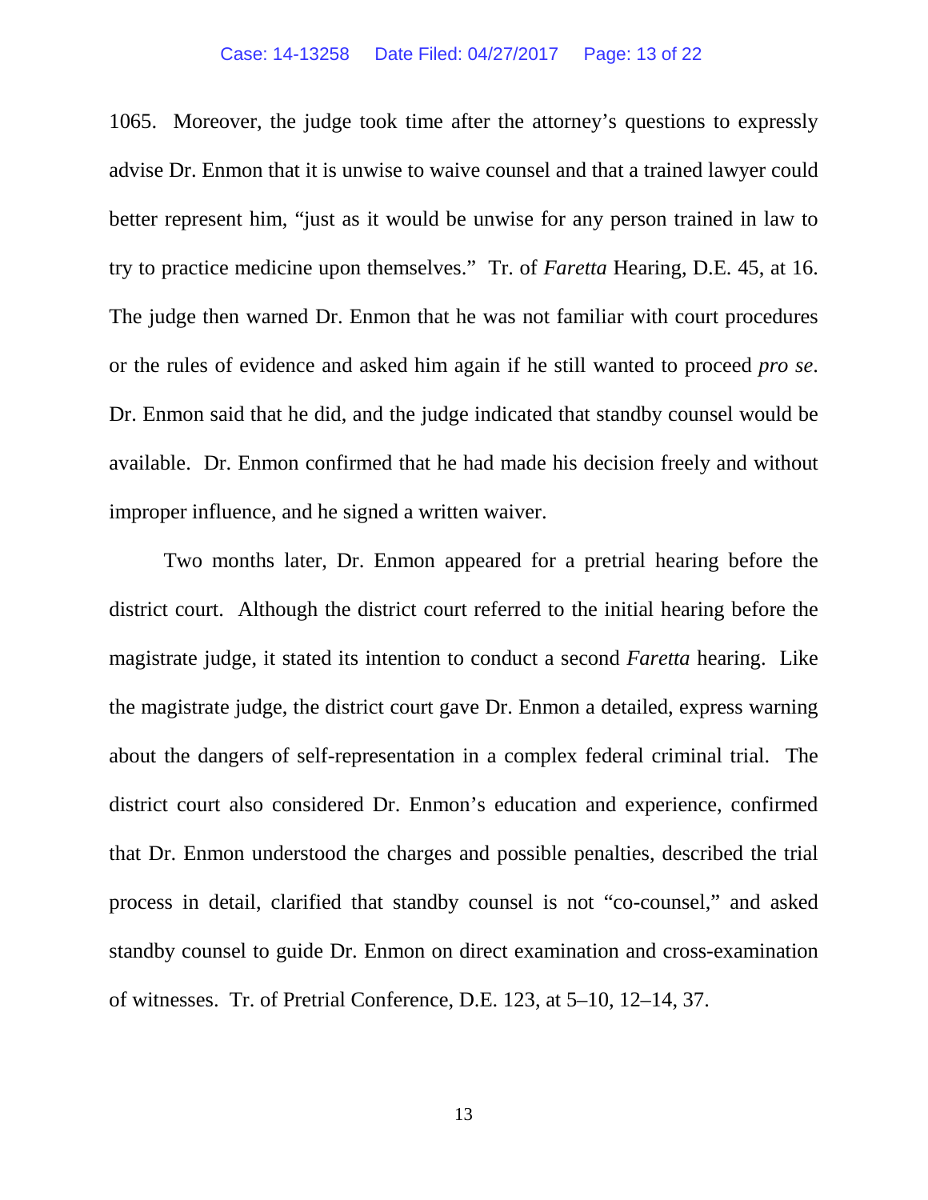1065. Moreover, the judge took time after the attorney's questions to expressly advise Dr. Enmon that it is unwise to waive counsel and that a trained lawyer could better represent him, "just as it would be unwise for any person trained in law to try to practice medicine upon themselves." Tr. of *Faretta* Hearing, D.E. 45, at 16. The judge then warned Dr. Enmon that he was not familiar with court procedures or the rules of evidence and asked him again if he still wanted to proceed *pro se*. Dr. Enmon said that he did, and the judge indicated that standby counsel would be available. Dr. Enmon confirmed that he had made his decision freely and without improper influence, and he signed a written waiver.

Two months later, Dr. Enmon appeared for a pretrial hearing before the district court. Although the district court referred to the initial hearing before the magistrate judge, it stated its intention to conduct a second *Faretta* hearing. Like the magistrate judge, the district court gave Dr. Enmon a detailed, express warning about the dangers of self-representation in a complex federal criminal trial. The district court also considered Dr. Enmon's education and experience, confirmed that Dr. Enmon understood the charges and possible penalties, described the trial process in detail, clarified that standby counsel is not "co-counsel," and asked standby counsel to guide Dr. Enmon on direct examination and cross-examination of witnesses. Tr. of Pretrial Conference, D.E. 123, at 5–10, 12–14, 37.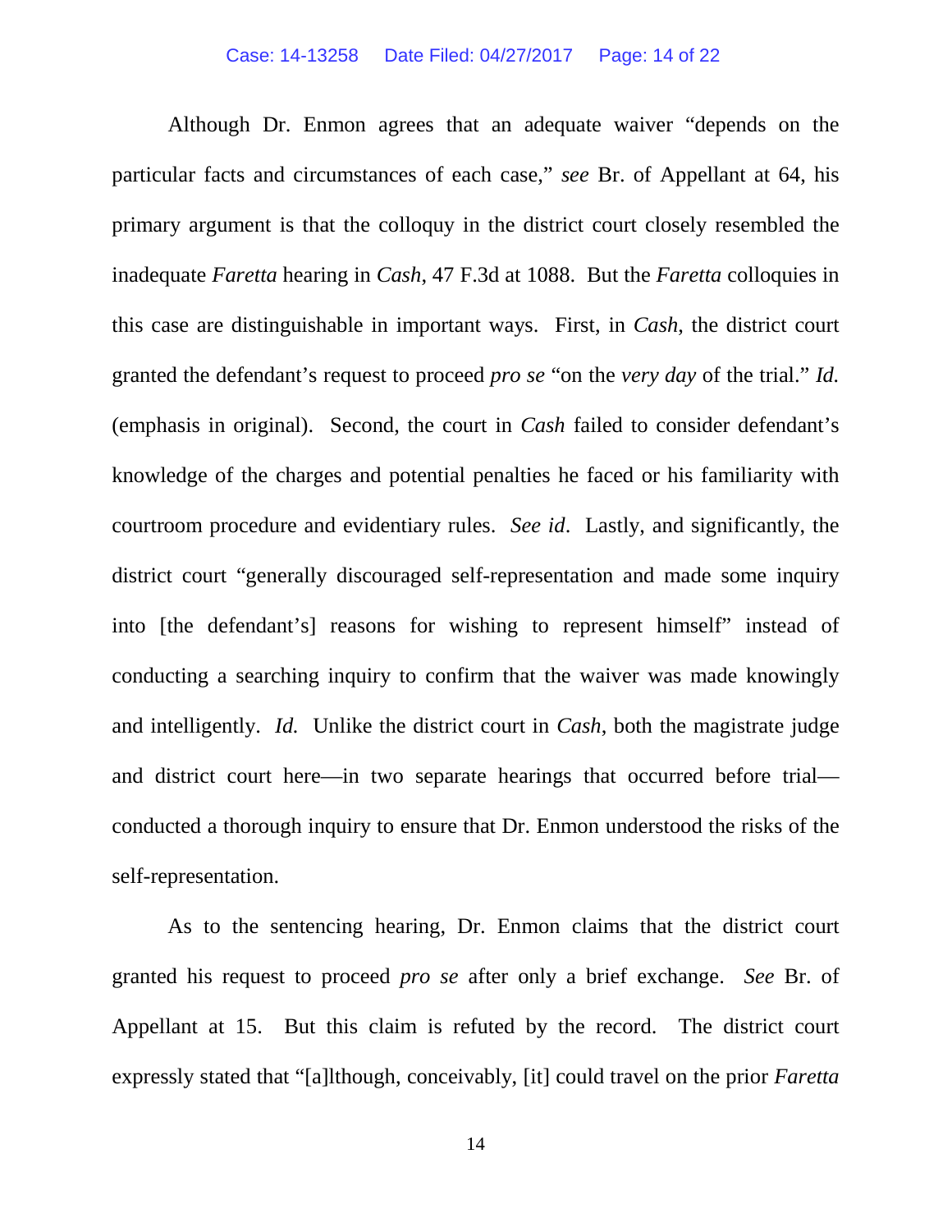Although Dr. Enmon agrees that an adequate waiver "depends on the particular facts and circumstances of each case," *see* Br. of Appellant at 64, his primary argument is that the colloquy in the district court closely resembled the inadequate *Faretta* hearing in *Cash*, 47 F.3d at 1088. But the *Faretta* colloquies in this case are distinguishable in important ways. First, in *Cash*, the district court granted the defendant's request to proceed *pro se* "on the *very day* of the trial." *Id.* (emphasis in original). Second, the court in *Cash* failed to consider defendant's knowledge of the charges and potential penalties he faced or his familiarity with courtroom procedure and evidentiary rules. *See id*. Lastly, and significantly, the district court "generally discouraged self-representation and made some inquiry into [the defendant's] reasons for wishing to represent himself" instead of conducting a searching inquiry to confirm that the waiver was made knowingly and intelligently. *Id.* Unlike the district court in *Cash*, both the magistrate judge and district court here—in two separate hearings that occurred before trial—conducted a thorough inquiry to ensure that Dr. Enmon understood the risks of the self-representation.

As to the sentencing hearing, Dr. Enmon claims that the district court granted his request to proceed *pro se* after only a brief exchange. *See* Br. of Appellant at 15. But this claim is refuted by the record. The district court expressly stated that "[a]lthough, conceivably, [it] could travel on the prior *Faretta*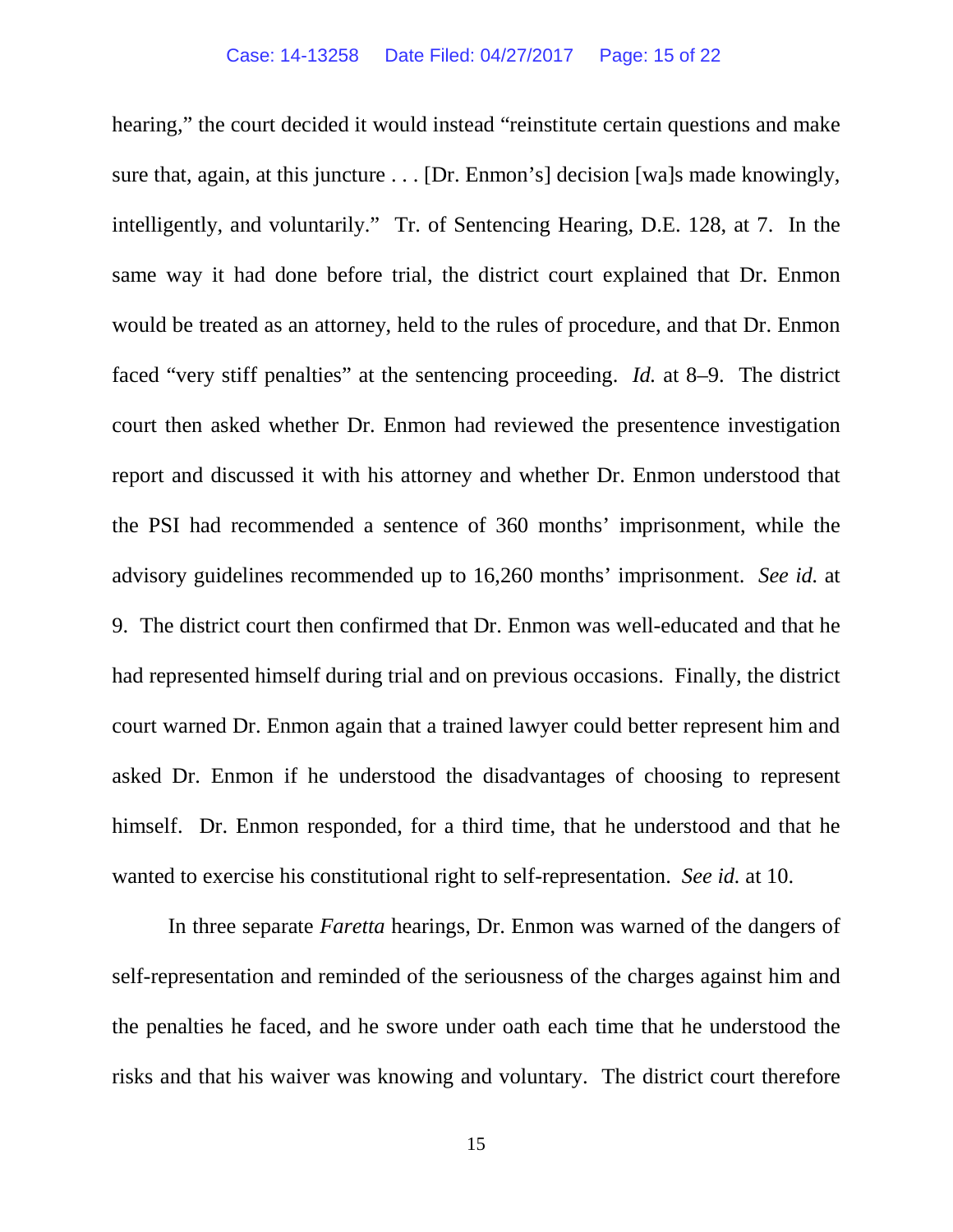hearing," the court decided it would instead "reinstitute certain questions and make sure that, again, at this juncture . . . [Dr. Enmon's] decision [wa]s made knowingly, intelligently, and voluntarily." Tr. of Sentencing Hearing, D.E. 128, at 7. In the same way it had done before trial, the district court explained that Dr. Enmon would be treated as an attorney, held to the rules of procedure, and that Dr. Enmon faced "very stiff penalties" at the sentencing proceeding. *Id.* at 8–9. The district court then asked whether Dr. Enmon had reviewed the presentence investigation report and discussed it with his attorney and whether Dr. Enmon understood that the PSI had recommended a sentence of 360 months' imprisonment, while the advisory guidelines recommended up to 16,260 months' imprisonment. *See id.* at 9. The district court then confirmed that Dr. Enmon was well-educated and that he had represented himself during trial and on previous occasions. Finally, the district court warned Dr. Enmon again that a trained lawyer could better represent him and asked Dr. Enmon if he understood the disadvantages of choosing to represent himself. Dr. Enmon responded, for a third time, that he understood and that he wanted to exercise his constitutional right to self-representation. *See id.* at 10.

In three separate *Faretta* hearings, Dr. Enmon was warned of the dangers of self-representation and reminded of the seriousness of the charges against him and the penalties he faced, and he swore under oath each time that he understood the risks and that his waiver was knowing and voluntary. The district court therefore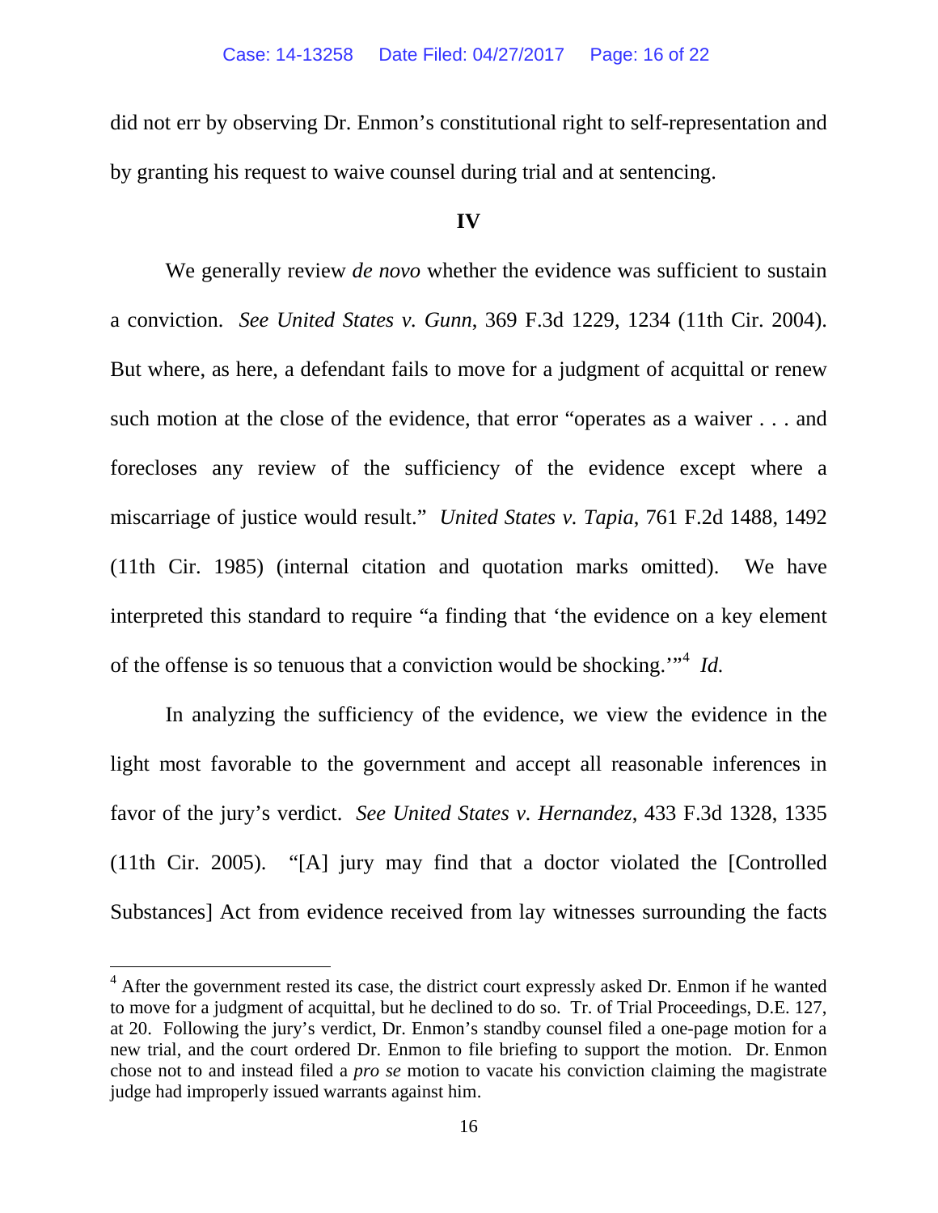did not err by observing Dr. Enmon's constitutional right to self-representation and by granting his request to waive counsel during trial and at sentencing.

## IV

We generally review *de novo* whether the evidence was sufficient to sustain a conviction. *See United States v. Gunn*, 369 F.3d 1229, 1234 (11th Cir. 2004). But where, as here, a defendant fails to move for a judgment of acquittal or renew such motion at the close of the evidence, that error "operates as a waiver . . . and forecloses any review of the sufficiency of the evidence except where a miscarriage of justice would result." *United States v. Tapia*, 761 F.2d 1488, 1492 (11th Cir. 1985) (internal citation and quotation marks omitted). We have interpreted this standard to require "a finding that 'the evidence on a key element of the offense is so tenuous that a conviction would be shocking.'"[4] *Id.*

In analyzing the sufficiency of the evidence, we view the evidence in the light most favorable to the government and accept all reasonable inferences in favor of the jury's verdict. *See United States v. Hernandez*, 433 F.3d 1328, 1335 (11th Cir. 2005). "[A] jury may find that a doctor violated the [Controlled Substances] Act from evidence received from lay witnesses surrounding the facts

---

[4] After the government rested its case, the district court expressly asked Dr. Enmon if he wanted to move for a judgment of acquittal, but he declined to do so. Tr. of Trial Proceedings, D.E. 127, at 20. Following the jury's verdict, Dr. Enmon's standby counsel filed a one-page motion for a new trial, and the court ordered Dr. Enmon to file briefing to support the motion. Dr. Enmon chose not to and instead filed a *pro se* motion to vacate his conviction claiming the magistrate judge had improperly issued warrants against him.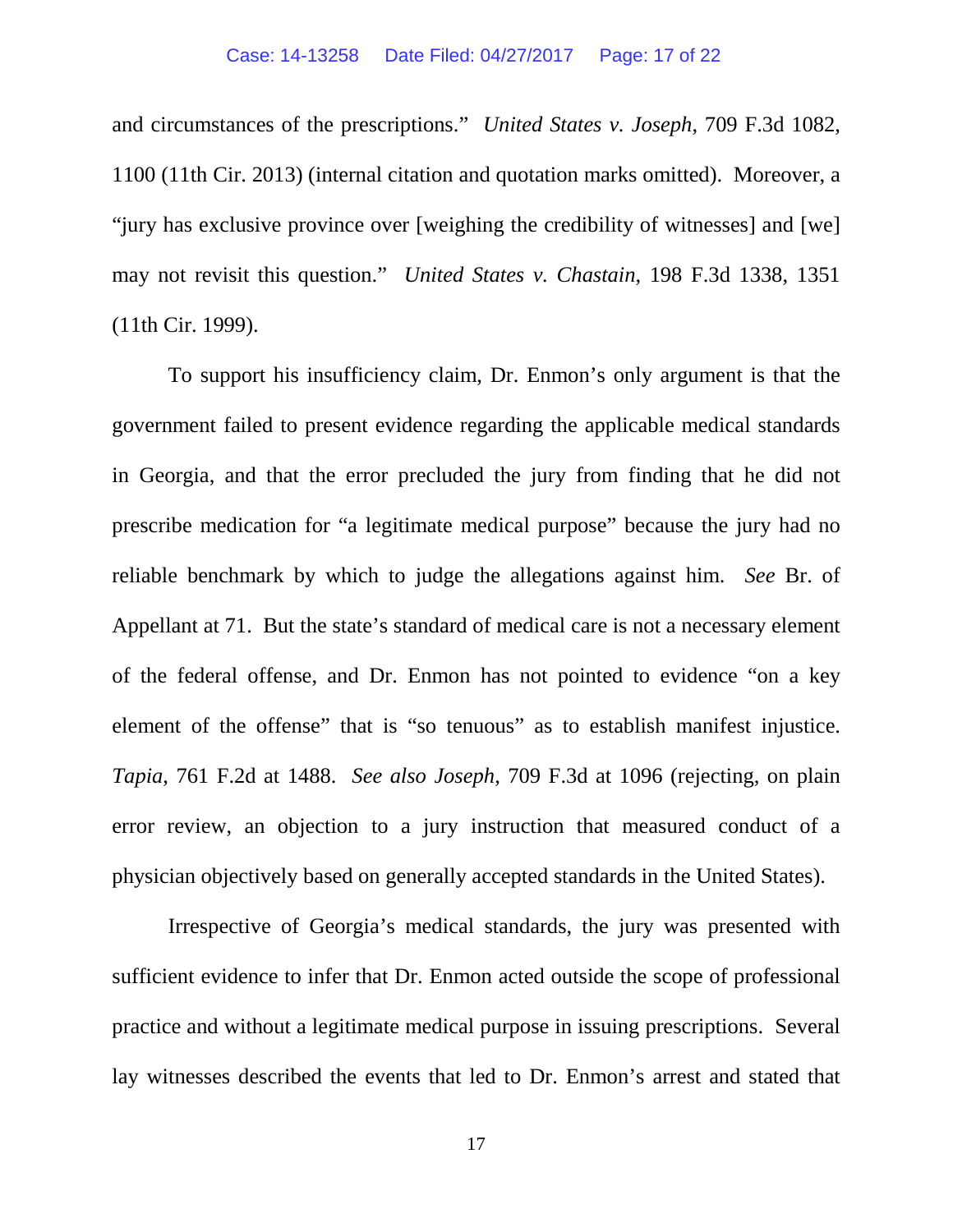and circumstances of the prescriptions." *United States v. Joseph*, 709 F.3d 1082, 1100 (11th Cir. 2013) (internal citation and quotation marks omitted). Moreover, a "jury has exclusive province over [weighing the credibility of witnesses] and [we] may not revisit this question." *United States v. Chastain*, 198 F.3d 1338, 1351 (11th Cir. 1999).

To support his insufficiency claim, Dr. Enmon's only argument is that the government failed to present evidence regarding the applicable medical standards in Georgia, and that the error precluded the jury from finding that he did not prescribe medication for "a legitimate medical purpose" because the jury had no reliable benchmark by which to judge the allegations against him. *See* Br. of Appellant at 71. But the state's standard of medical care is not a necessary element of the federal offense, and Dr. Enmon has not pointed to evidence "on a key element of the offense" that is "so tenuous" as to establish manifest injustice. *Tapia*, 761 F.2d at 1488. *See also Joseph*, 709 F.3d at 1096 (rejecting, on plain error review, an objection to a jury instruction that measured conduct of a physician objectively based on generally accepted standards in the United States).

Irrespective of Georgia's medical standards, the jury was presented with sufficient evidence to infer that Dr. Enmon acted outside the scope of professional practice and without a legitimate medical purpose in issuing prescriptions. Several lay witnesses described the events that led to Dr. Enmon's arrest and stated that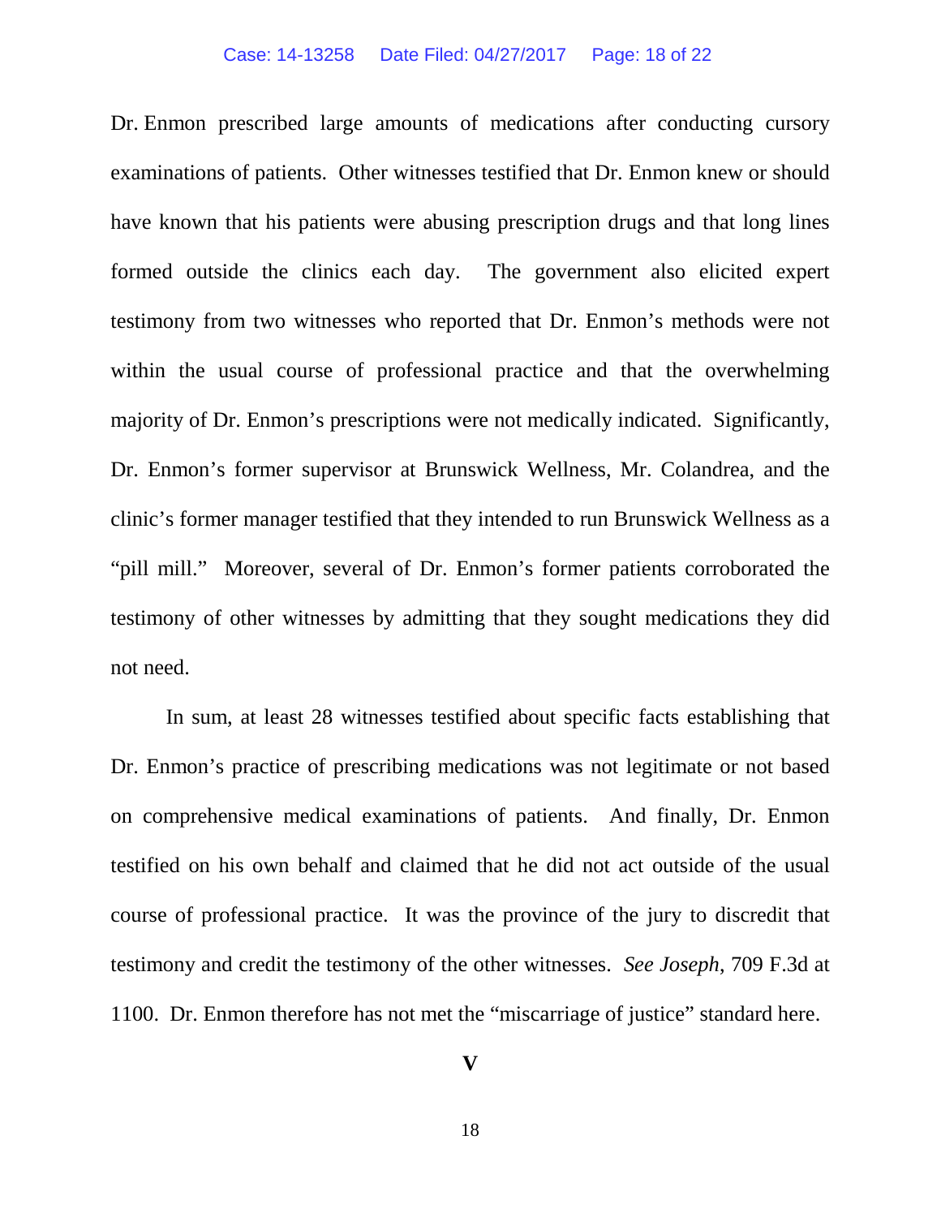Dr. Enmon prescribed large amounts of medications after conducting cursory examinations of patients. Other witnesses testified that Dr. Enmon knew or should have known that his patients were abusing prescription drugs and that long lines formed outside the clinics each day. The government also elicited expert testimony from two witnesses who reported that Dr. Enmon's methods were not within the usual course of professional practice and that the overwhelming majority of Dr. Enmon's prescriptions were not medically indicated. Significantly, Dr. Enmon's former supervisor at Brunswick Wellness, Mr. Colandrea, and the clinic's former manager testified that they intended to run Brunswick Wellness as a "pill mill." Moreover, several of Dr. Enmon's former patients corroborated the testimony of other witnesses by admitting that they sought medications they did not need.

In sum, at least 28 witnesses testified about specific facts establishing that Dr. Enmon's practice of prescribing medications was not legitimate or not based on comprehensive medical examinations of patients. And finally, Dr. Enmon testified on his own behalf and claimed that he did not act outside of the usual course of professional practice. It was the province of the jury to discredit that testimony and credit the testimony of the other witnesses. *See Joseph*, 709 F.3d at 1100. Dr. Enmon therefore has not met the "miscarriage of justice" standard here.

## V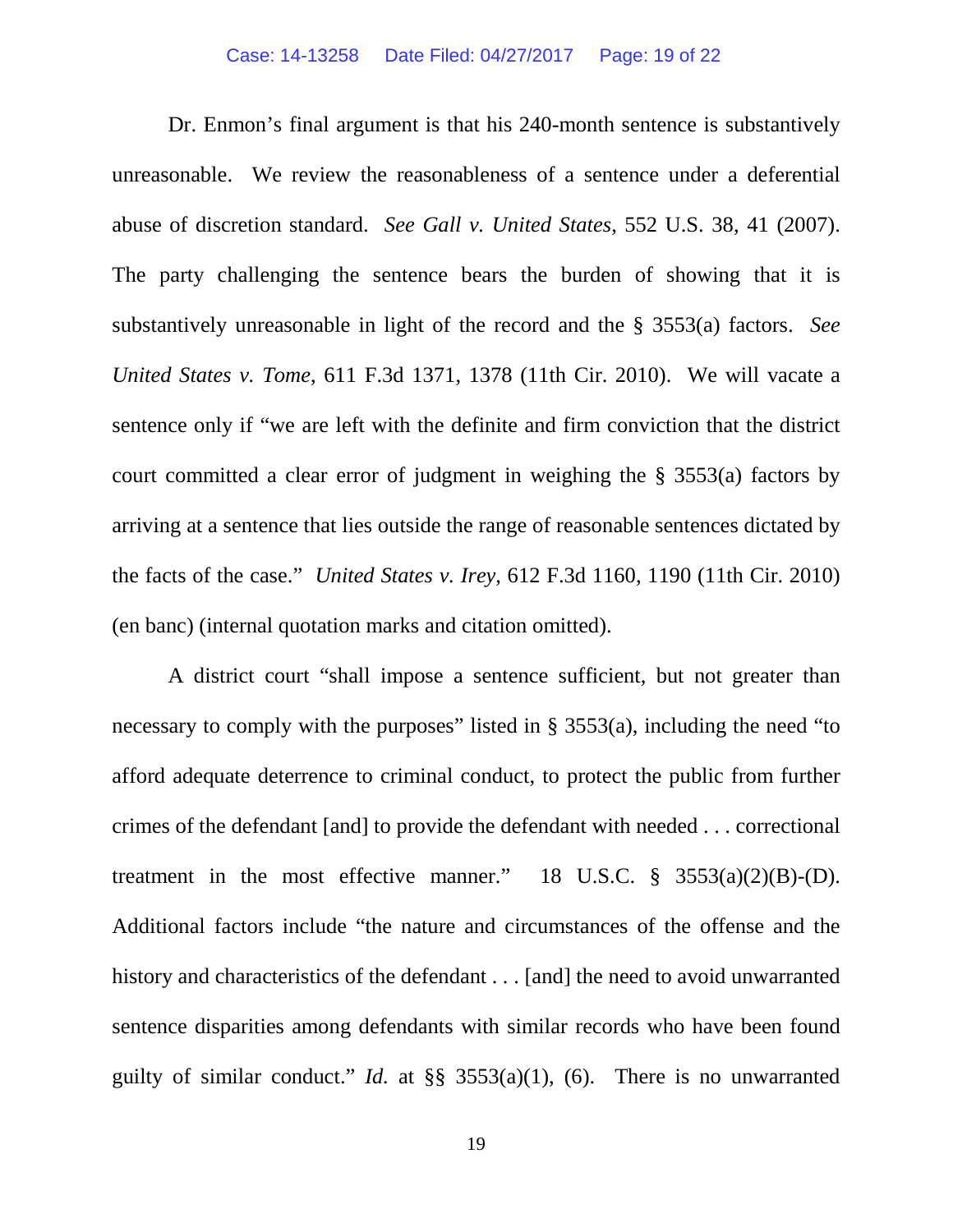Dr. Enmon's final argument is that his 240-month sentence is substantively unreasonable. We review the reasonableness of a sentence under a deferential abuse of discretion standard. *See Gall v. United States*, 552 U.S. 38, 41 (2007). The party challenging the sentence bears the burden of showing that it is substantively unreasonable in light of the record and the § 3553(a) factors. *See United States v. Tome*, 611 F.3d 1371, 1378 (11th Cir. 2010). We will vacate a sentence only if "we are left with the definite and firm conviction that the district court committed a clear error of judgment in weighing the § 3553(a) factors by arriving at a sentence that lies outside the range of reasonable sentences dictated by the facts of the case." *United States v. Irey*, 612 F.3d 1160, 1190 (11th Cir. 2010) (en banc) (internal quotation marks and citation omitted).

A district court "shall impose a sentence sufficient, but not greater than necessary to comply with the purposes" listed in § 3553(a), including the need "to afford adequate deterrence to criminal conduct, to protect the public from further crimes of the defendant [and] to provide the defendant with needed . . . correctional treatment in the most effective manner." 18 U.S.C. § 3553(a)(2)(B)-(D). Additional factors include "the nature and circumstances of the offense and the history and characteristics of the defendant . . . [and] the need to avoid unwarranted sentence disparities among defendants with similar records who have been found guilty of similar conduct." *Id.* at §§ 3553(a)(1), (6). There is no unwarranted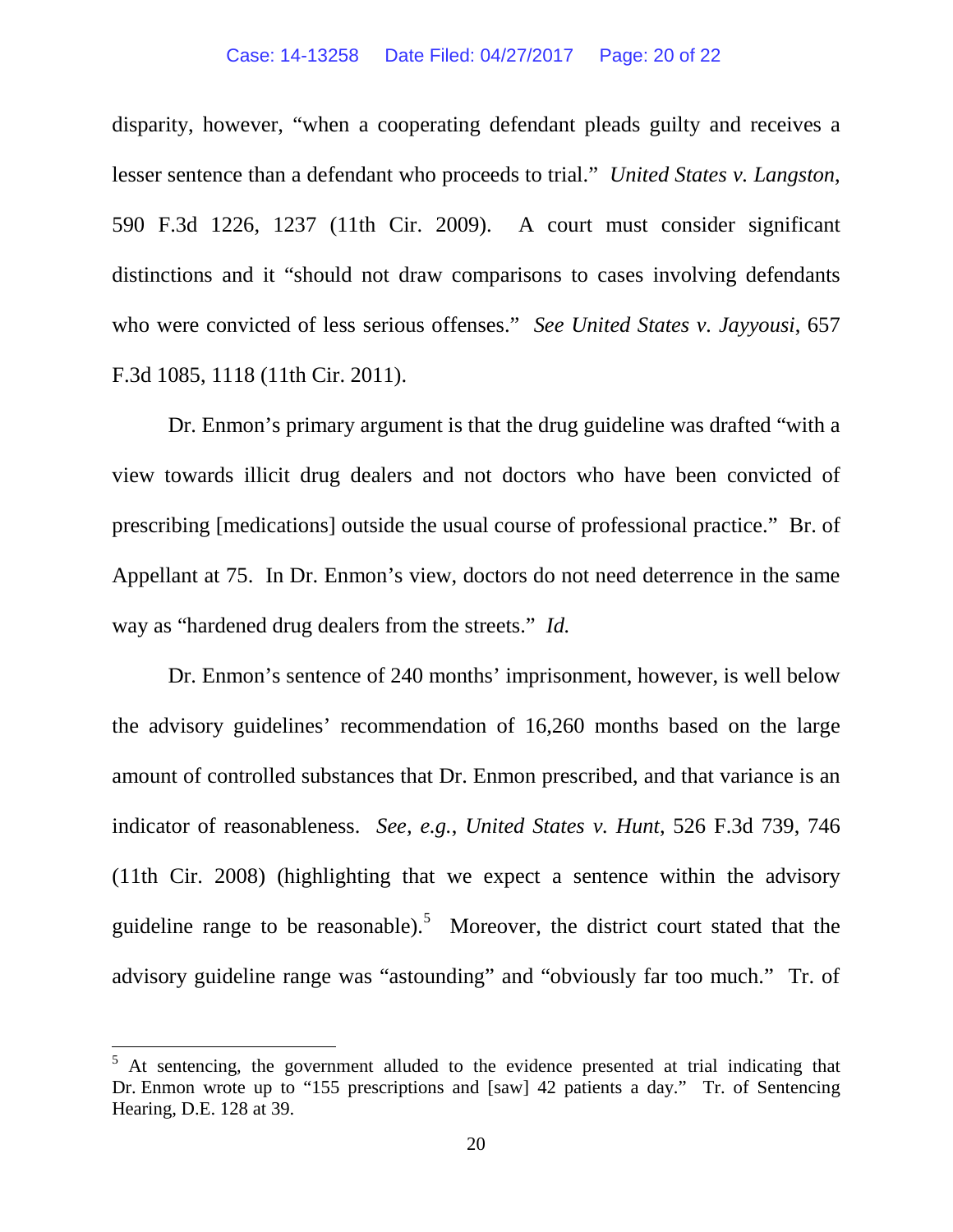disparity, however, "when a cooperating defendant pleads guilty and receives a lesser sentence than a defendant who proceeds to trial." *United States v. Langston*, 590 F.3d 1226, 1237 (11th Cir. 2009). A court must consider significant distinctions and it "should not draw comparisons to cases involving defendants who were convicted of less serious offenses." *See United States v. Jayyousi*, 657 F.3d 1085, 1118 (11th Cir. 2011).

Dr. Enmon's primary argument is that the drug guideline was drafted "with a view towards illicit drug dealers and not doctors who have been convicted of prescribing [medications] outside the usual course of professional practice." Br. of Appellant at 75. In Dr. Enmon's view, doctors do not need deterrence in the same way as "hardened drug dealers from the streets." *Id.*

Dr. Enmon's sentence of 240 months' imprisonment, however, is well below the advisory guidelines' recommendation of 16,260 months based on the large amount of controlled substances that Dr. Enmon prescribed, and that variance is an indicator of reasonableness. *See, e.g., United States v. Hunt*, 526 F.3d 739, 746 (11th Cir. 2008) (highlighting that we expect a sentence within the advisory guideline range to be reasonable).[5] Moreover, the district court stated that the advisory guideline range was "astounding" and "obviously far too much." Tr. of

---

[5] At sentencing, the government alluded to the evidence presented at trial indicating that Dr. Enmon wrote up to "155 prescriptions and [saw] 42 patients a day." Tr. of Sentencing Hearing, D.E. 128 at 39.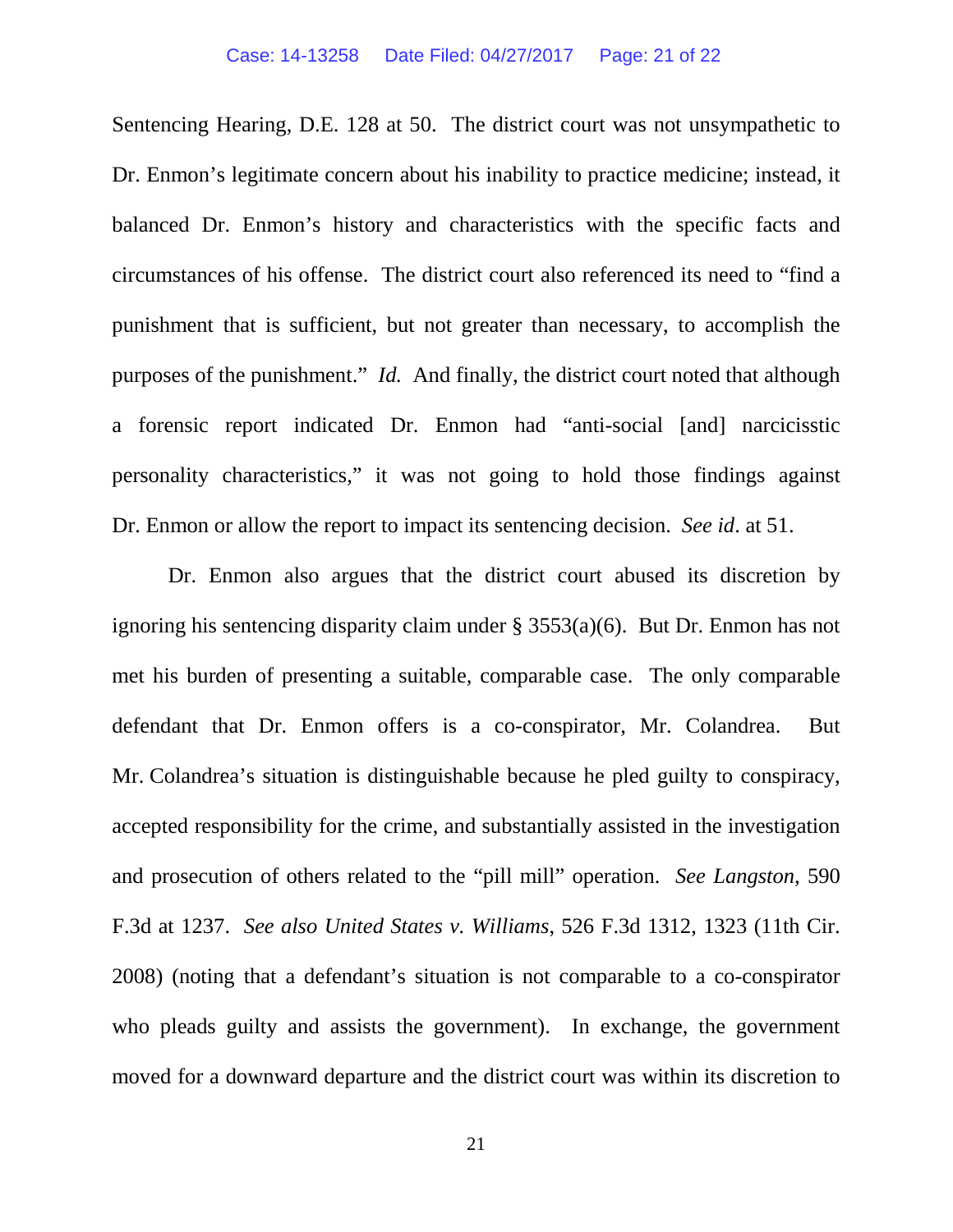Sentencing Hearing, D.E. 128 at 50. The district court was not unsympathetic to Dr. Enmon's legitimate concern about his inability to practice medicine; instead, it balanced Dr. Enmon's history and characteristics with the specific facts and circumstances of his offense. The district court also referenced its need to "find a punishment that is sufficient, but not greater than necessary, to accomplish the purposes of the punishment." *Id.* And finally, the district court noted that although a forensic report indicated Dr. Enmon had "anti-social [and] narcicisstic personality characteristics," it was not going to hold those findings against Dr. Enmon or allow the report to impact its sentencing decision. *See id*. at 51.

Dr. Enmon also argues that the district court abused its discretion by ignoring his sentencing disparity claim under § 3553(a)(6). But Dr. Enmon has not met his burden of presenting a suitable, comparable case. The only comparable defendant that Dr. Enmon offers is a co-conspirator, Mr. Colandrea. But Mr. Colandrea's situation is distinguishable because he pled guilty to conspiracy, accepted responsibility for the crime, and substantially assisted in the investigation and prosecution of others related to the "pill mill" operation. *See Langston*, 590 F.3d at 1237. *See also United States v. Williams*, 526 F.3d 1312, 1323 (11th Cir. 2008) (noting that a defendant's situation is not comparable to a co-conspirator who pleads guilty and assists the government). In exchange, the government moved for a downward departure and the district court was within its discretion to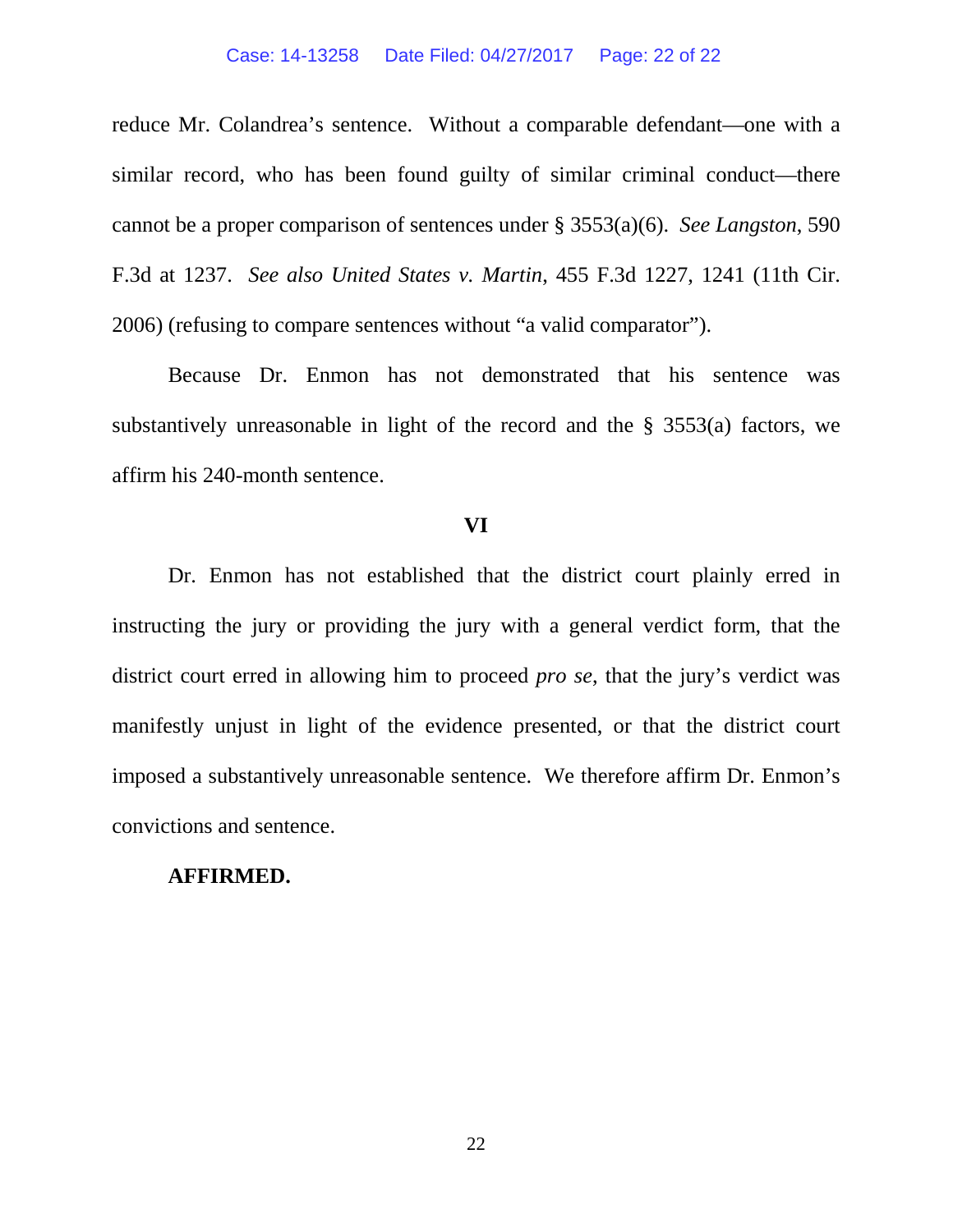reduce Mr. Colandrea's sentence. Without a comparable defendant—one with a similar record, who has been found guilty of similar criminal conduct—there cannot be a proper comparison of sentences under § 3553(a)(6). *See Langston*, 590 F.3d at 1237. *See also United States v. Martin*, 455 F.3d 1227, 1241 (11th Cir. 2006) (refusing to compare sentences without "a valid comparator").

Because Dr. Enmon has not demonstrated that his sentence was substantively unreasonable in light of the record and the § 3553(a) factors, we affirm his 240-month sentence.

## VI

Dr. Enmon has not established that the district court plainly erred in instructing the jury or providing the jury with a general verdict form, that the district court erred in allowing him to proceed *pro se*, that the jury's verdict was manifestly unjust in light of the evidence presented, or that the district court imposed a substantively unreasonable sentence. We therefore affirm Dr. Enmon's convictions and sentence.

**AFFIRMED.**